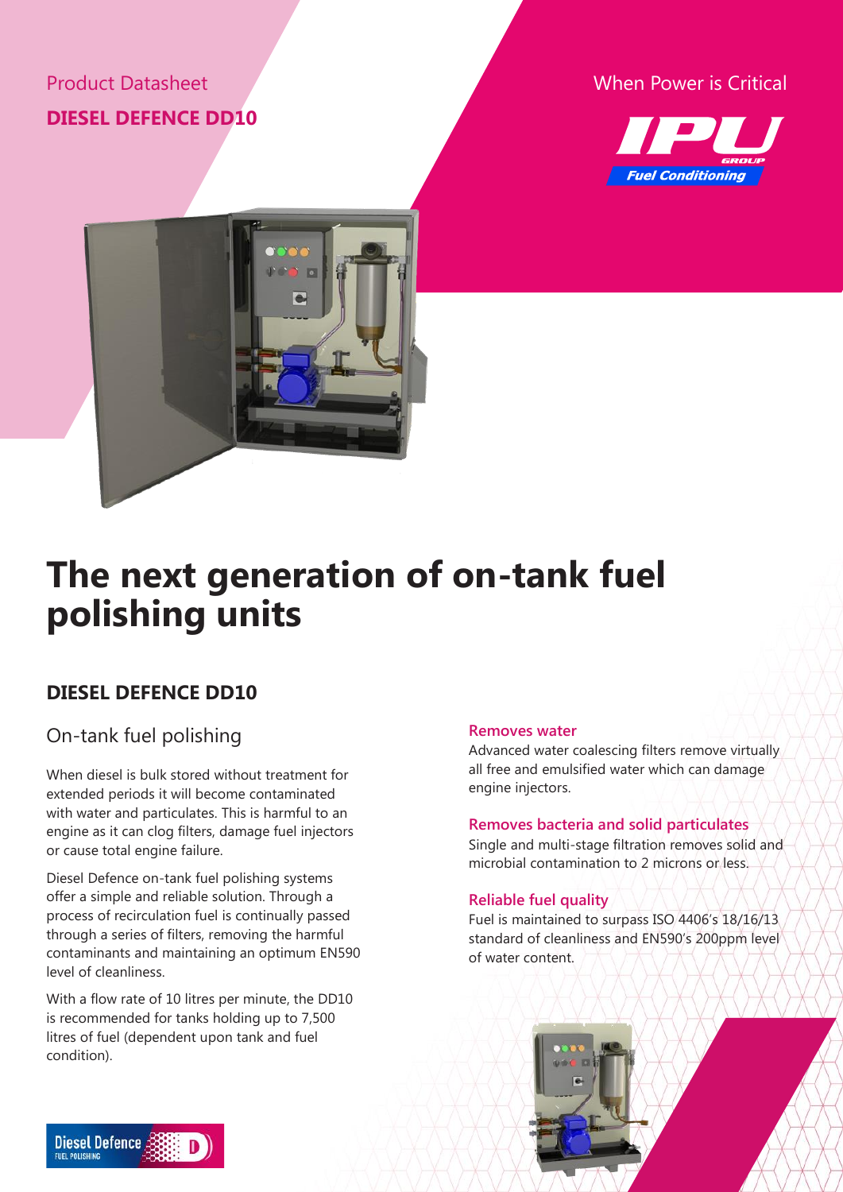Product Datasheet

**DIESEL DEFENCE DD10**

When Power is Critical

# The next generation of on-tank fuel polishing units

## DIESEL DEFENCE DD10

### On-tank fuel polishing

When diesel is bulk stored without treatment for extended periods it will become contaminated with water and particulates. This is harmful to an engine as it can clog filters, damage fuel injectors or cause total engine failure.

Diesel Defence on-tank fuel polishing systems offer a simple and reliable solution. Through a process of recirculation fuel is continually passed through a series of filters, removing the harmful contaminants and maintaining an optimum EN590 level of cleanliness.

With a flow rate of 10 litres per minute, the DD10 is recommended for tanks holding up to 7,500 litres of fuel (dependent upon tank and fuel condition).

#### Removes water

Advanced water coalescing filters remove virtually all free and emulsified water which can damage engine injectors.

#### Removes bacteria and solid particulates

Single and multi-stage filtration removes solid and microbial contamination to 2 microns or less.

#### Reliable fuel quality

Fuel is maintained to surpass ISO 4406's 18/16/13 standard of cleanliness and EN590's 200ppm level of water content.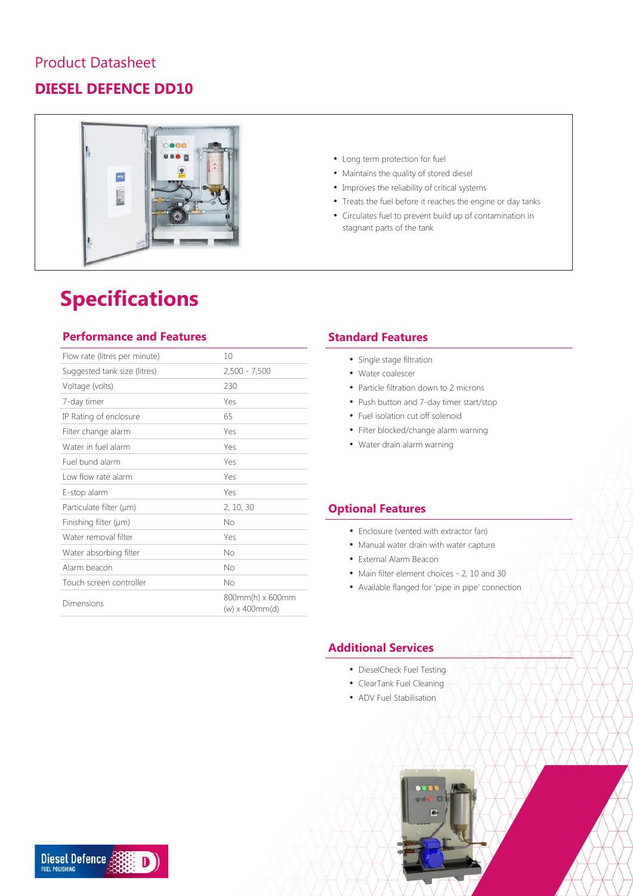Product Datasheet

## DIESEL DEFENCE DD10

- Long term protection for fuel
- Maintains the quality of stored diesel
- Improves the reliability of critical systems
- Treats the fuel before it reaches the engine or day tanks
- Circulates fuel to prevent build up of contamination in stagnant parts of the tank

# Specifications

### Performance and Features

| | |
|---|---|
| Flow rate (litres per minute) | 10 |
| Suggested tank size (litres) | 2,500 - 7,500 |
| Voltage (volts) | 230 |
| 7-day timer | Yes |
| IP Rating of enclosure | 65 |
| Filter change alarm | Yes |
| Water in fuel alarm | Yes |
| Fuel bund alarm | Yes |
| Low flow rate alarm | Yes |
| E-stop alarm | Yes |
| Particulate filter (µm) | 2, 10, 30 |
| Finishing filter (µm) | No |
| Water removal filter | Yes |
| Water absorbing filter | No |
| Alarm beacon | No |
| Touch screen controller | No |
| Dimensions | 800mm(h) x 600mm (w) x 400mm(d) |

### Standard Features

- Single stage filtration
- Water coalescer
- Particle filtration down to 2 microns
- Push button and 7-day timer start/stop
- Fuel isolation cut off solenoid
- Filter blocked/change alarm warning
- Water drain alarm warning

### Optional Features

- Enclosure (vented with extractor fan)
- Manual water drain with water capture
- External Alarm Beacon
- Main filter element choices - 2, 10 and 30
- Available flanged for 'pipe in pipe' connection

### Additional Services

- DieselCheck Fuel Testing
- ClearTank Fuel Cleaning
- ADV Fuel Stabilisation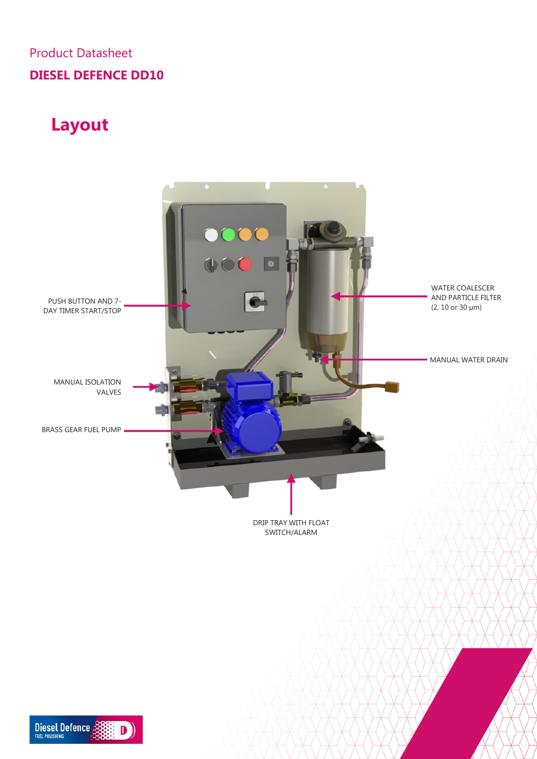Product Datasheet

**DIESEL DEFENCE DD10**

# Layout

PUSH BUTTON AND 7-DAY TIMER START/STOP

WATER COALESCER AND PARTICLE FILTER (2, 10 or 30 μm)

MANUAL WATER DRAIN

MANUAL ISOLATION VALVES

BRASS GEAR FUEL PUMP

DRIP TRAY WITH FLOAT SWITCH/ALARM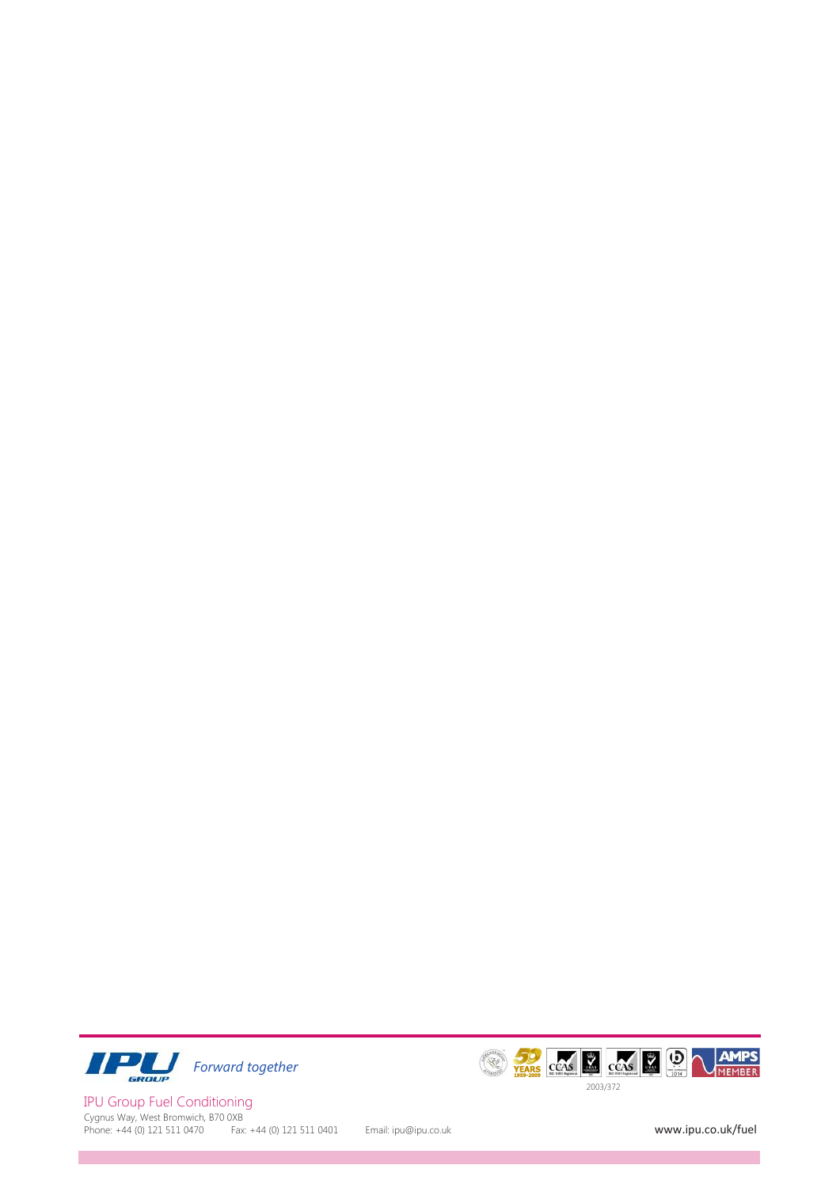Forward together

2003/372

IPU Group Fuel Conditioning

Cygnus Way, West Bromwich, B70 0XB

Phone: +44 (0) 121 511 0470 Fax: +44 (0) 121 511 0401 Email: ipu@ipu.co.uk

www.ipu.co.uk/fuel